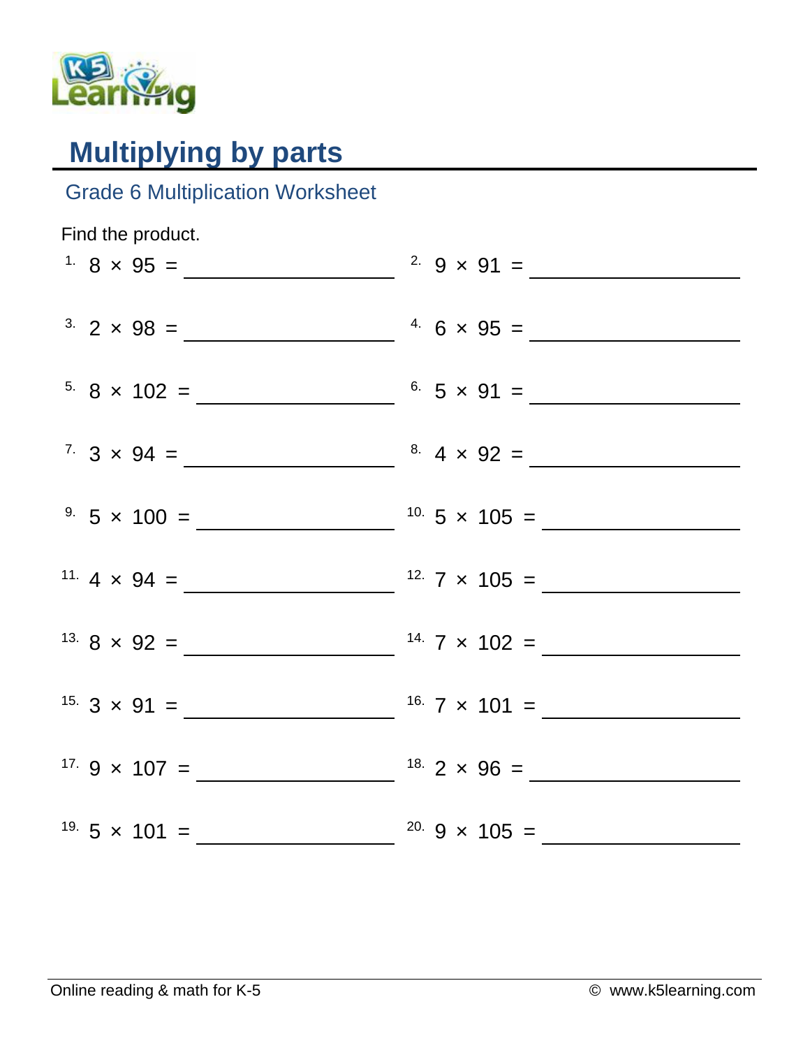# Multiplying by parts

## Grade 6 Multiplication Worksheet

Find the product.

1. $8 \times 95 =$ ______________
2. $9 \times 91 =$ ______________
3. $2 \times 98 =$ ______________
4. $6 \times 95 =$ ______________
5. $8 \times 102 =$ ______________
6. $5 \times 91 =$ ______________
7. $3 \times 94 =$ ______________
8. $4 \times 92 =$ ______________
9. $5 \times 100 =$ ______________
10. $5 \times 105 =$ ______________
11. $4 \times 94 =$ ______________
12. $7 \times 105 =$ ______________
13. $8 \times 92 =$ ______________
14. $7 \times 102 =$ ______________
15. $3 \times 91 =$ ______________
16. $7 \times 101 =$ ______________
17. $9 \times 107 =$ ______________
18. $2 \times 96 =$ ______________
19. $5 \times 101 =$ ______________
20. $9 \times 105 =$ ______________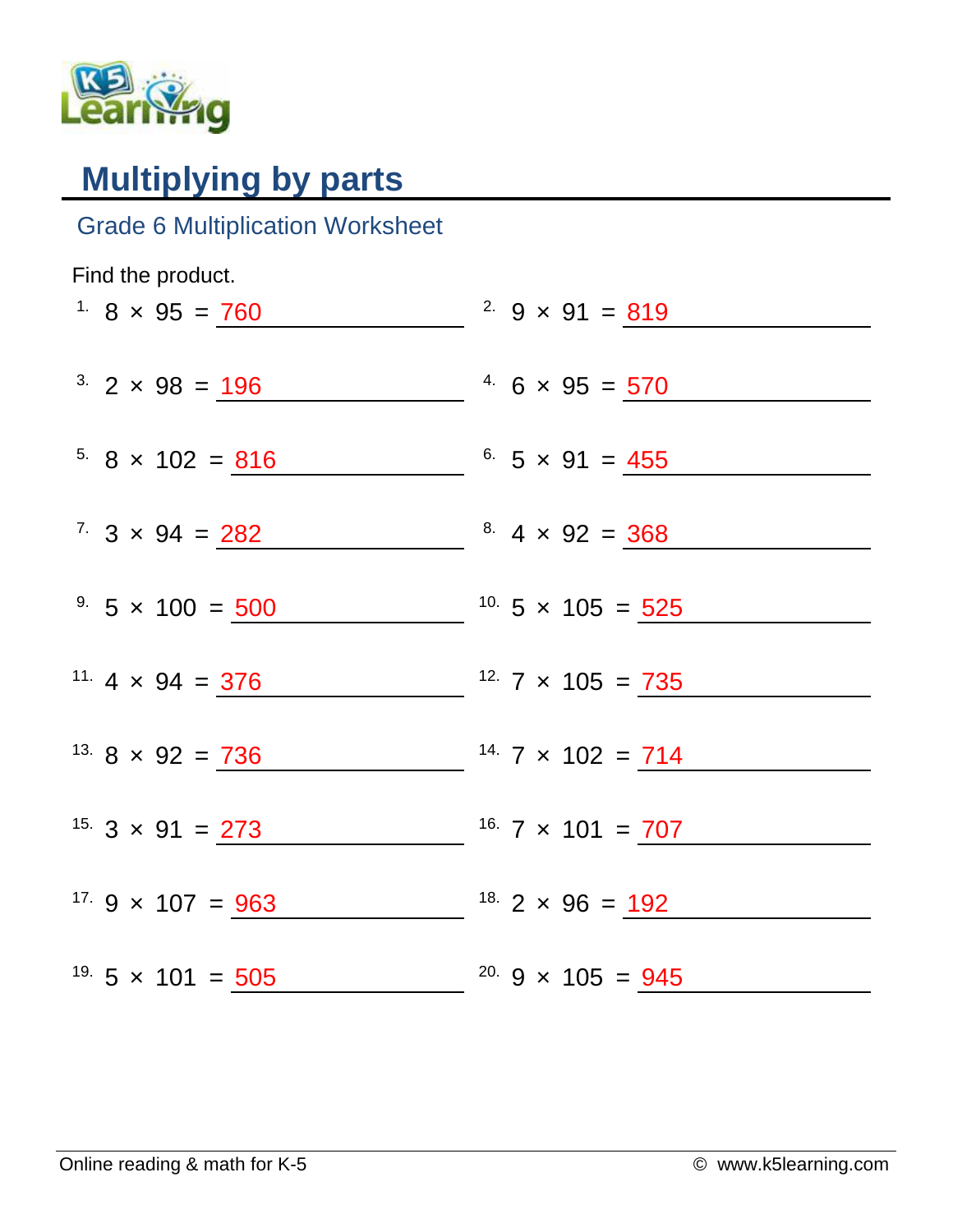# Multiplying by parts

## Grade 6 Multiplication Worksheet

Find the product.

1. $8 \times 95 = 760$
2. $9 \times 91 = 819$
3. $2 \times 98 = 196$
4. $6 \times 95 = 570$
5. $8 \times 102 = 816$
6. $5 \times 91 = 455$
7. $3 \times 94 = 282$
8. $4 \times 92 = 368$
9. $5 \times 100 = 500$
10. $5 \times 105 = 525$
11. $4 \times 94 = 376$
12. $7 \times 105 = 735$
13. $8 \times 92 = 736$
14. $7 \times 102 = 714$
15. $3 \times 91 = 273$
16. $7 \times 101 = 707$
17. $9 \times 107 = 963$
18. $2 \times 96 = 192$
19. $5 \times 101 = 505$
20. $9 \times 105 = 945$